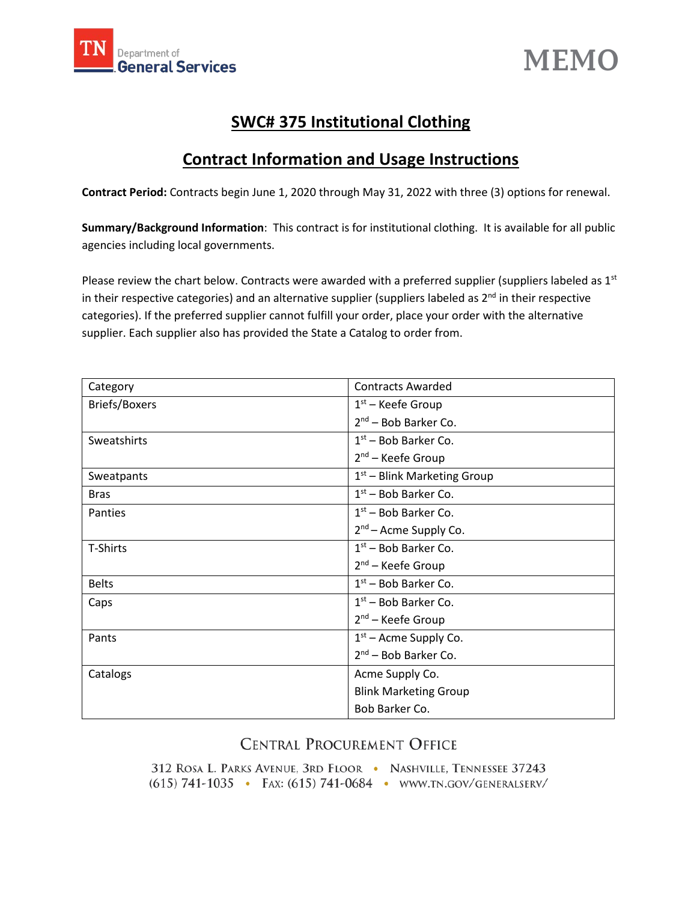TN Department of General Services

# MEMO

## SWC# 375 Institutional Clothing

## Contract Information and Usage Instructions

**Contract Period:** Contracts begin June 1, 2020 through May 31, 2022 with three (3) options for renewal.

**Summary/Background Information**: This contract is for institutional clothing. It is available for all public agencies including local governments.

Please review the chart below. Contracts were awarded with a preferred supplier (suppliers labeled as 1st in their respective categories) and an alternative supplier (suppliers labeled as 2nd in their respective categories). If the preferred supplier cannot fulfill your order, place your order with the alternative supplier. Each supplier also has provided the State a Catalog to order from.

| Category | Contracts Awarded |
|---|---|
| Briefs/Boxers | 1st – Keefe Group<br>2nd – Bob Barker Co. |
| Sweatshirts | 1st – Bob Barker Co.<br>2nd – Keefe Group |
| Sweatpants | 1st – Blink Marketing Group |
| Bras | 1st – Bob Barker Co. |
| Panties | 1st – Bob Barker Co.<br>2nd – Acme Supply Co. |
| T-Shirts | 1st – Bob Barker Co.<br>2nd – Keefe Group |
| Belts | 1st – Bob Barker Co. |
| Caps | 1st – Bob Barker Co.<br>2nd – Keefe Group |
| Pants | 1st – Acme Supply Co.<br>2nd – Bob Barker Co. |
| Catalogs | Acme Supply Co.<br>Blink Marketing Group<br>Bob Barker Co. |

CENTRAL PROCUREMENT OFFICE

312 ROSA L. PARKS AVENUE, 3RD FLOOR • NASHVILLE, TENNESSEE 37243
(615) 741-1035 • FAX: (615) 741-0684 • WWW.TN.GOV/GENERALSERV/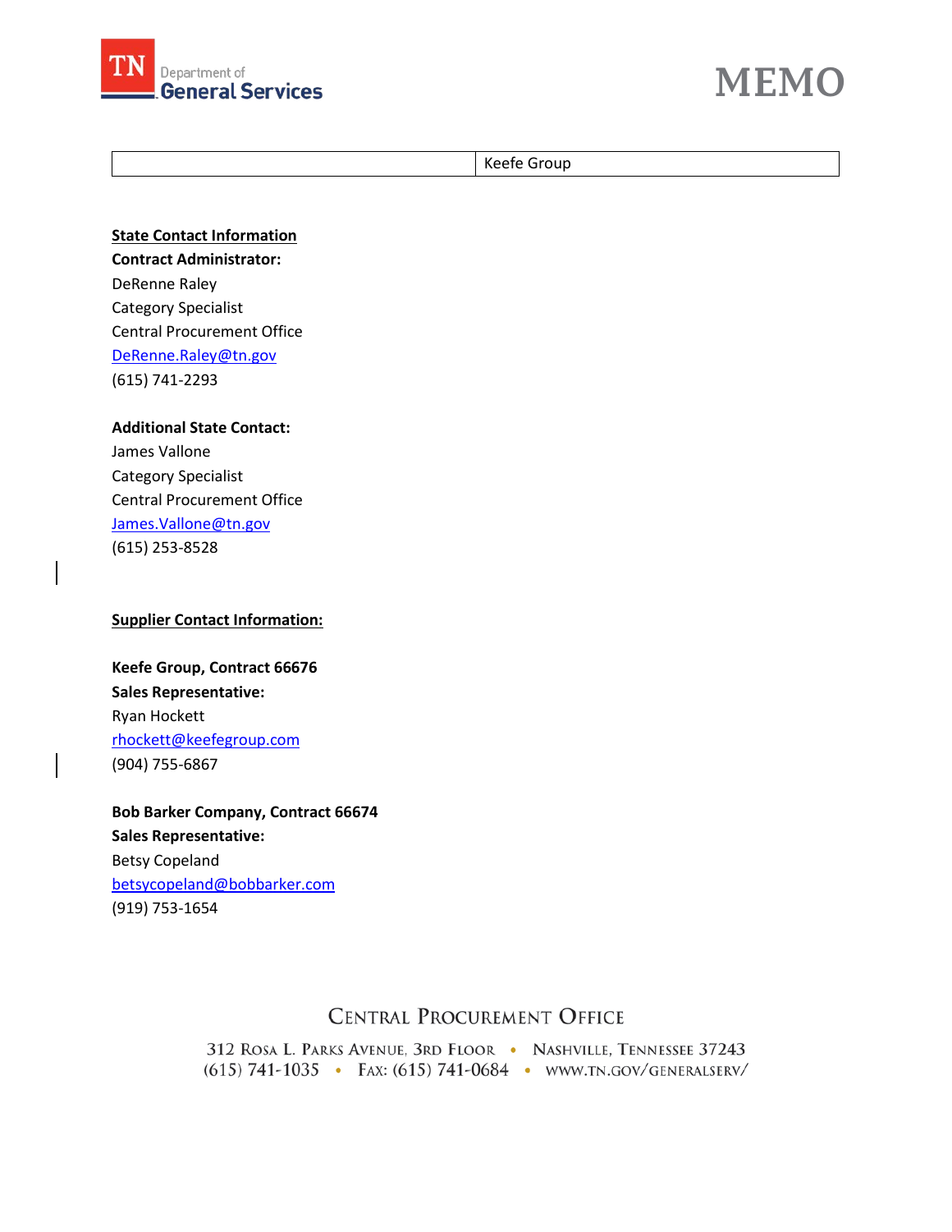| | Keefe Group |
|---|---|

**State Contact Information**

**Contract Administrator:**
DeRenne Raley
Category Specialist
Central Procurement Office
DeRenne.Raley@tn.gov
(615) 741-2293

**Additional State Contact:**
James Vallone
Category Specialist
Central Procurement Office
James.Vallone@tn.gov
(615) 253-8528

**Supplier Contact Information:**

**Keefe Group, Contract 66676**
**Sales Representative:**
Ryan Hockett
rhockett@keefegroup.com
(904) 755-6867

**Bob Barker Company, Contract 66674**
**Sales Representative:**
Betsy Copeland
betsycopeland@bobbarker.com
(919) 753-1654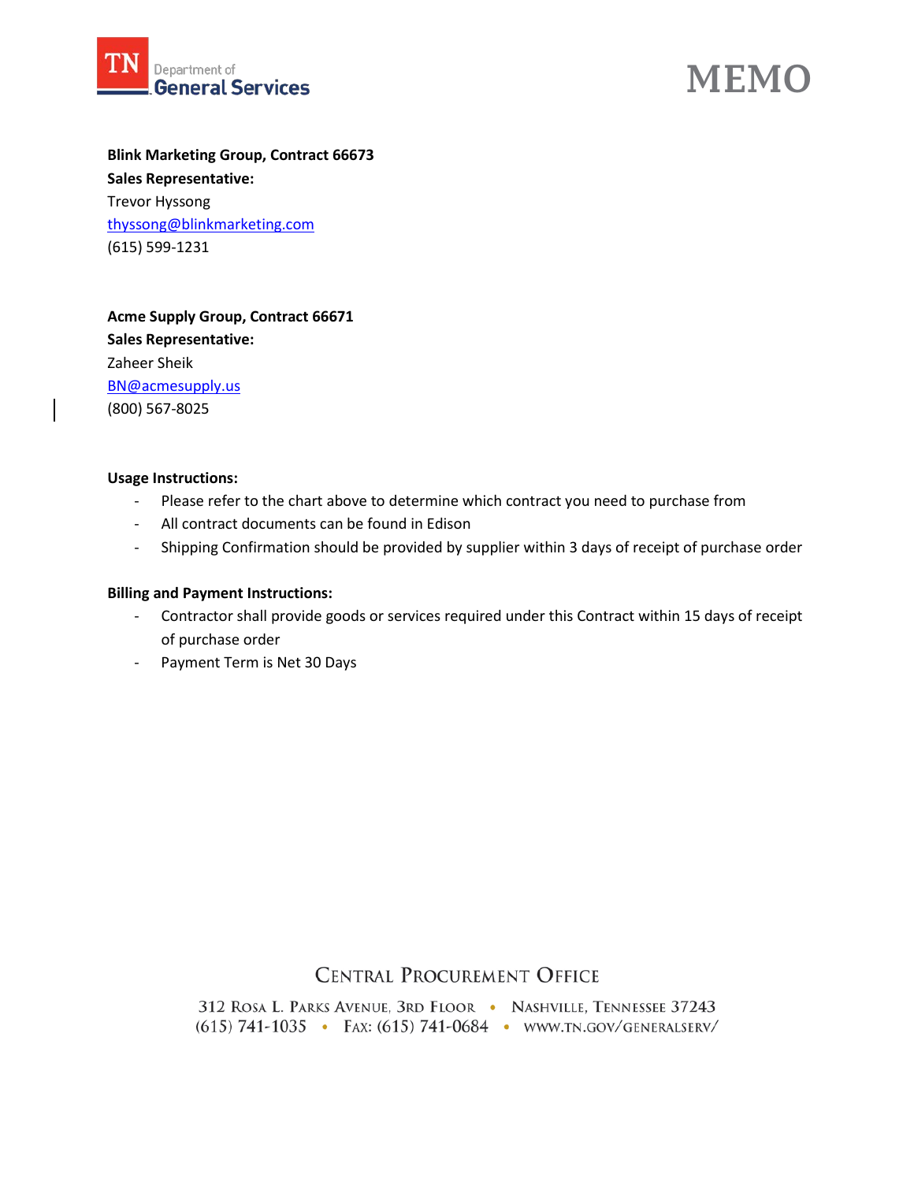**Blink Marketing Group, Contract 66673**
**Sales Representative:**
Trevor Hyssong
thyssong@blinkmarketing.com
(615) 599-1231

**Acme Supply Group, Contract 66671**
**Sales Representative:**
Zaheer Sheik
BN@acmesupply.us
(800) 567-8025

**Usage Instructions:**

- Please refer to the chart above to determine which contract you need to purchase from
- All contract documents can be found in Edison
- Shipping Confirmation should be provided by supplier within 3 days of receipt of purchase order

**Billing and Payment Instructions:**

- Contractor shall provide goods or services required under this Contract within 15 days of receipt of purchase order
- Payment Term is Net 30 Days